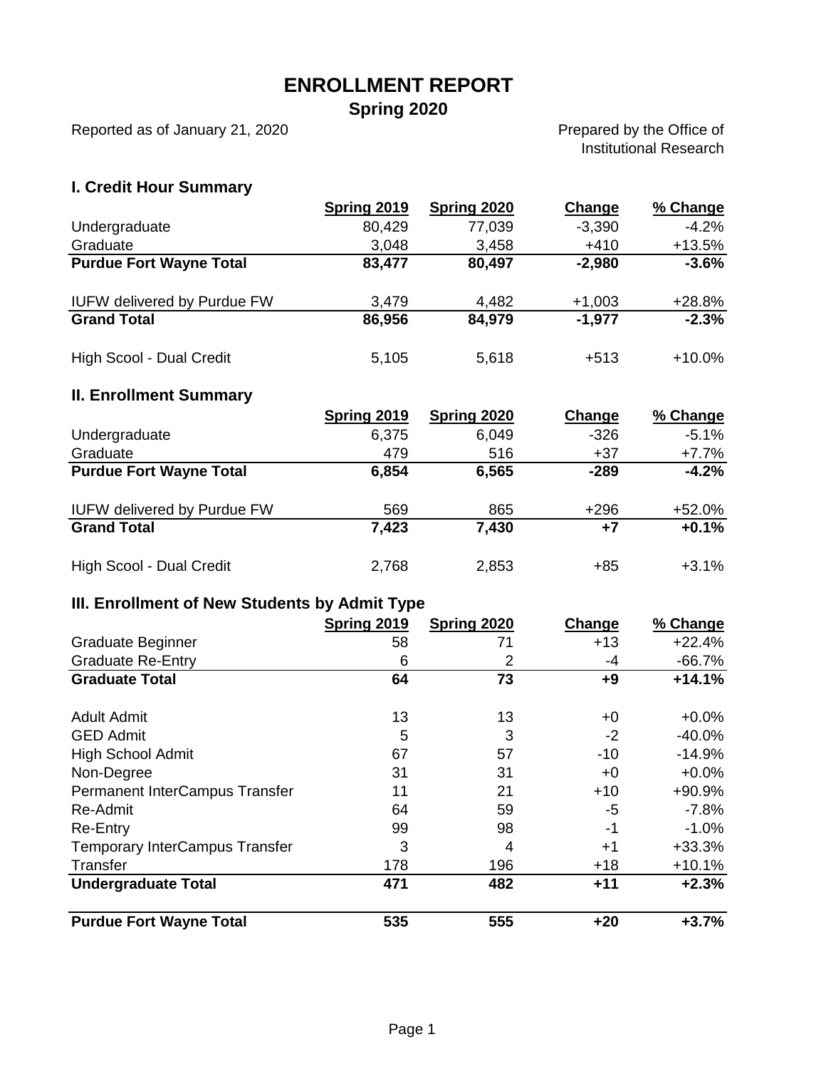# ENROLLMENT REPORT

## Spring 2020

Reported as of January 21, 2020

Prepared by the Office of Institutional Research

### I. Credit Hour Summary

| | Spring 2019 | Spring 2020 | Change | % Change |
|---|---|---|---|---|
| Undergraduate | 80,429 | 77,039 | -3,390 | -4.2% |
| Graduate | 3,048 | 3,458 | +410 | +13.5% |
| **Purdue Fort Wayne Total** | **83,477** | **80,497** | **-2,980** | **-3.6%** |
| IUFW delivered by Purdue FW | 3,479 | 4,482 | +1,003 | +28.8% |
| **Grand Total** | **86,956** | **84,979** | **-1,977** | **-2.3%** |
| High Scool - Dual Credit | 5,105 | 5,618 | +513 | +10.0% |

### II. Enrollment Summary

| | Spring 2019 | Spring 2020 | Change | % Change |
|---|---|---|---|---|
| Undergraduate | 6,375 | 6,049 | -326 | -5.1% |
| Graduate | 479 | 516 | +37 | +7.7% |
| **Purdue Fort Wayne Total** | **6,854** | **6,565** | **-289** | **-4.2%** |
| IUFW delivered by Purdue FW | 569 | 865 | +296 | +52.0% |
| **Grand Total** | **7,423** | **7,430** | **+7** | **+0.1%** |
| High Scool - Dual Credit | 2,768 | 2,853 | +85 | +3.1% |

### III. Enrollment of New Students by Admit Type

| | Spring 2019 | Spring 2020 | Change | % Change |
|---|---|---|---|---|
| Graduate Beginner | 58 | 71 | +13 | +22.4% |
| Graduate Re-Entry | 6 | 2 | -4 | -66.7% |
| **Graduate Total** | **64** | **73** | **+9** | **+14.1%** |
| Adult Admit | 13 | 13 | +0 | +0.0% |
| GED Admit | 5 | 3 | -2 | -40.0% |
| High School Admit | 67 | 57 | -10 | -14.9% |
| Non-Degree | 31 | 31 | +0 | +0.0% |
| Permanent InterCampus Transfer | 11 | 21 | +10 | +90.9% |
| Re-Admit | 64 | 59 | -5 | -7.8% |
| Re-Entry | 99 | 98 | -1 | -1.0% |
| Temporary InterCampus Transfer | 3 | 4 | +1 | +33.3% |
| Transfer | 178 | 196 | +18 | +10.1% |
| **Undergraduate Total** | **471** | **482** | **+11** | **+2.3%** |
| **Purdue Fort Wayne Total** | **535** | **555** | **+20** | **+3.7%** |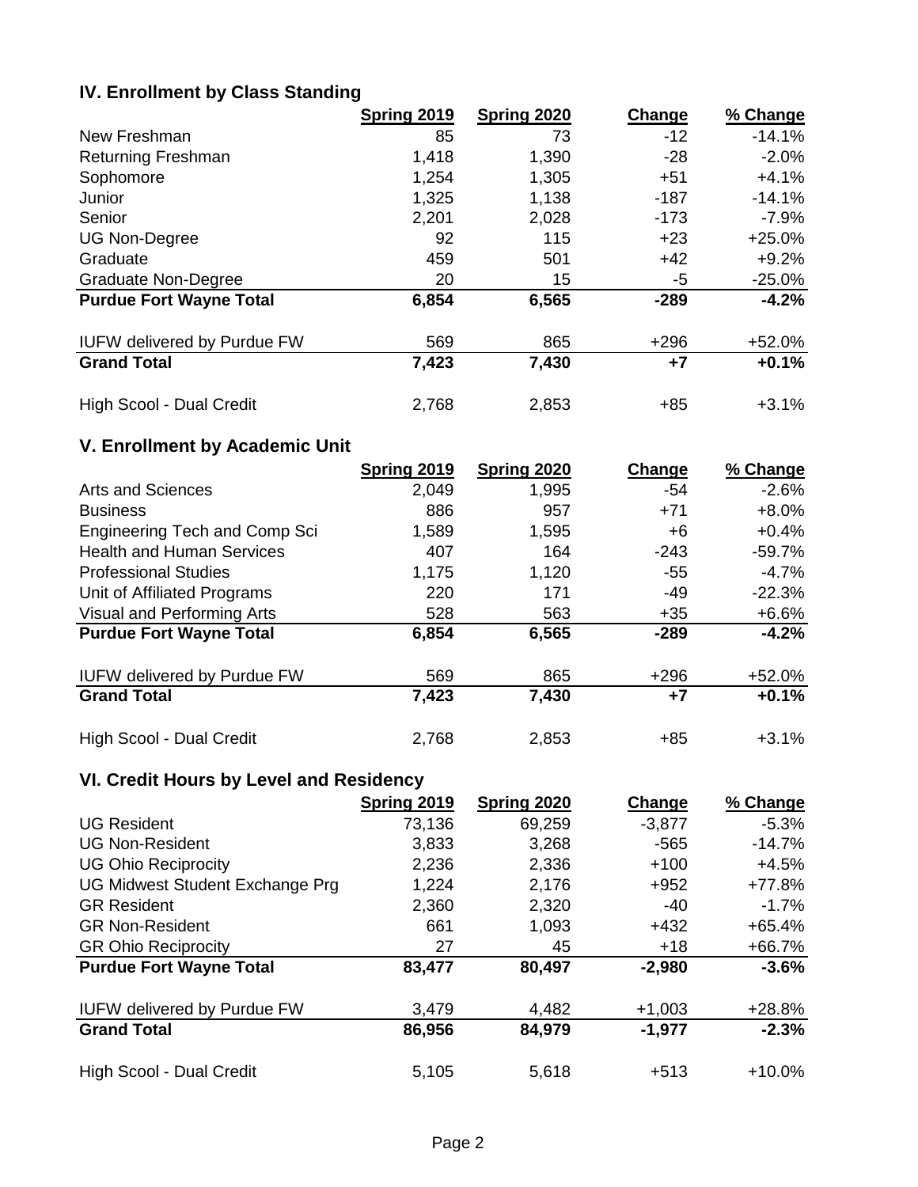## IV. Enrollment by Class Standing

| | Spring 2019 | Spring 2020 | Change | % Change |
|---|---|---|---|---|
| New Freshman | 85 | 73 | -12 | -14.1% |
| Returning Freshman | 1,418 | 1,390 | -28 | -2.0% |
| Sophomore | 1,254 | 1,305 | +51 | +4.1% |
| Junior | 1,325 | 1,138 | -187 | -14.1% |
| Senior | 2,201 | 2,028 | -173 | -7.9% |
| UG Non-Degree | 92 | 115 | +23 | +25.0% |
| Graduate | 459 | 501 | +42 | +9.2% |
| Graduate Non-Degree | 20 | 15 | -5 | -25.0% |
| **Purdue Fort Wayne Total** | **6,854** | **6,565** | **-289** | **-4.2%** |
| IUFW delivered by Purdue FW | 569 | 865 | +296 | +52.0% |
| **Grand Total** | **7,423** | **7,430** | **+7** | **+0.1%** |
| High Scool - Dual Credit | 2,768 | 2,853 | +85 | +3.1% |

## V. Enrollment by Academic Unit

| | Spring 2019 | Spring 2020 | Change | % Change |
|---|---|---|---|---|
| Arts and Sciences | 2,049 | 1,995 | -54 | -2.6% |
| Business | 886 | 957 | +71 | +8.0% |
| Engineering Tech and Comp Sci | 1,589 | 1,595 | +6 | +0.4% |
| Health and Human Services | 407 | 164 | -243 | -59.7% |
| Professional Studies | 1,175 | 1,120 | -55 | -4.7% |
| Unit of Affiliated Programs | 220 | 171 | -49 | -22.3% |
| Visual and Performing Arts | 528 | 563 | +35 | +6.6% |
| **Purdue Fort Wayne Total** | **6,854** | **6,565** | **-289** | **-4.2%** |
| IUFW delivered by Purdue FW | 569 | 865 | +296 | +52.0% |
| **Grand Total** | **7,423** | **7,430** | **+7** | **+0.1%** |
| High Scool - Dual Credit | 2,768 | 2,853 | +85 | +3.1% |

## VI. Credit Hours by Level and Residency

| | Spring 2019 | Spring 2020 | Change | % Change |
|---|---|---|---|---|
| UG Resident | 73,136 | 69,259 | -3,877 | -5.3% |
| UG Non-Resident | 3,833 | 3,268 | -565 | -14.7% |
| UG Ohio Reciprocity | 2,236 | 2,336 | +100 | +4.5% |
| UG Midwest Student Exchange Prg | 1,224 | 2,176 | +952 | +77.8% |
| GR Resident | 2,360 | 2,320 | -40 | -1.7% |
| GR Non-Resident | 661 | 1,093 | +432 | +65.4% |
| GR Ohio Reciprocity | 27 | 45 | +18 | +66.7% |
| **Purdue Fort Wayne Total** | **83,477** | **80,497** | **-2,980** | **-3.6%** |
| IUFW delivered by Purdue FW | 3,479 | 4,482 | +1,003 | +28.8% |
| **Grand Total** | **86,956** | **84,979** | **-1,977** | **-2.3%** |
| High Scool - Dual Credit | 5,105 | 5,618 | +513 | +10.0% |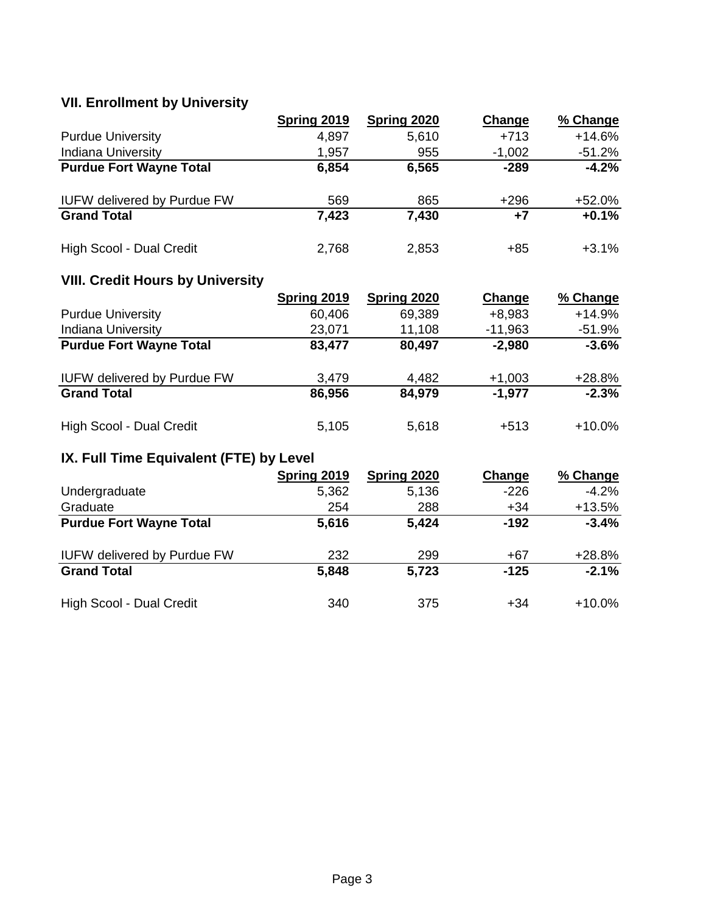### VII. Enrollment by University

| | Spring 2019 | Spring 2020 | Change | % Change |
|---|---|---|---|---|
| Purdue University | 4,897 | 5,610 | +713 | +14.6% |
| Indiana University | 1,957 | 955 | -1,002 | -51.2% |
| **Purdue Fort Wayne Total** | **6,854** | **6,565** | **-289** | **-4.2%** |
| | | | | |
| IUFW delivered by Purdue FW | 569 | 865 | +296 | +52.0% |
| **Grand Total** | **7,423** | **7,430** | **+7** | **+0.1%** |
| | | | | |
| High Scool - Dual Credit | 2,768 | 2,853 | +85 | +3.1% |

### VIII. Credit Hours by University

| | Spring 2019 | Spring 2020 | Change | % Change |
|---|---|---|---|---|
| Purdue University | 60,406 | 69,389 | +8,983 | +14.9% |
| Indiana University | 23,071 | 11,108 | -11,963 | -51.9% |
| **Purdue Fort Wayne Total** | **83,477** | **80,497** | **-2,980** | **-3.6%** |
| | | | | |
| IUFW delivered by Purdue FW | 3,479 | 4,482 | +1,003 | +28.8% |
| **Grand Total** | **86,956** | **84,979** | **-1,977** | **-2.3%** |
| | | | | |
| High Scool - Dual Credit | 5,105 | 5,618 | +513 | +10.0% |

### IX. Full Time Equivalent (FTE) by Level

| | Spring 2019 | Spring 2020 | Change | % Change |
|---|---|---|---|---|
| Undergraduate | 5,362 | 5,136 | -226 | -4.2% |
| Graduate | 254 | 288 | +34 | +13.5% |
| **Purdue Fort Wayne Total** | **5,616** | **5,424** | **-192** | **-3.4%** |
| | | | | |
| IUFW delivered by Purdue FW | 232 | 299 | +67 | +28.8% |
| **Grand Total** | **5,848** | **5,723** | **-125** | **-2.1%** |
| | | | | |
| High Scool - Dual Credit | 340 | 375 | +34 | +10.0% |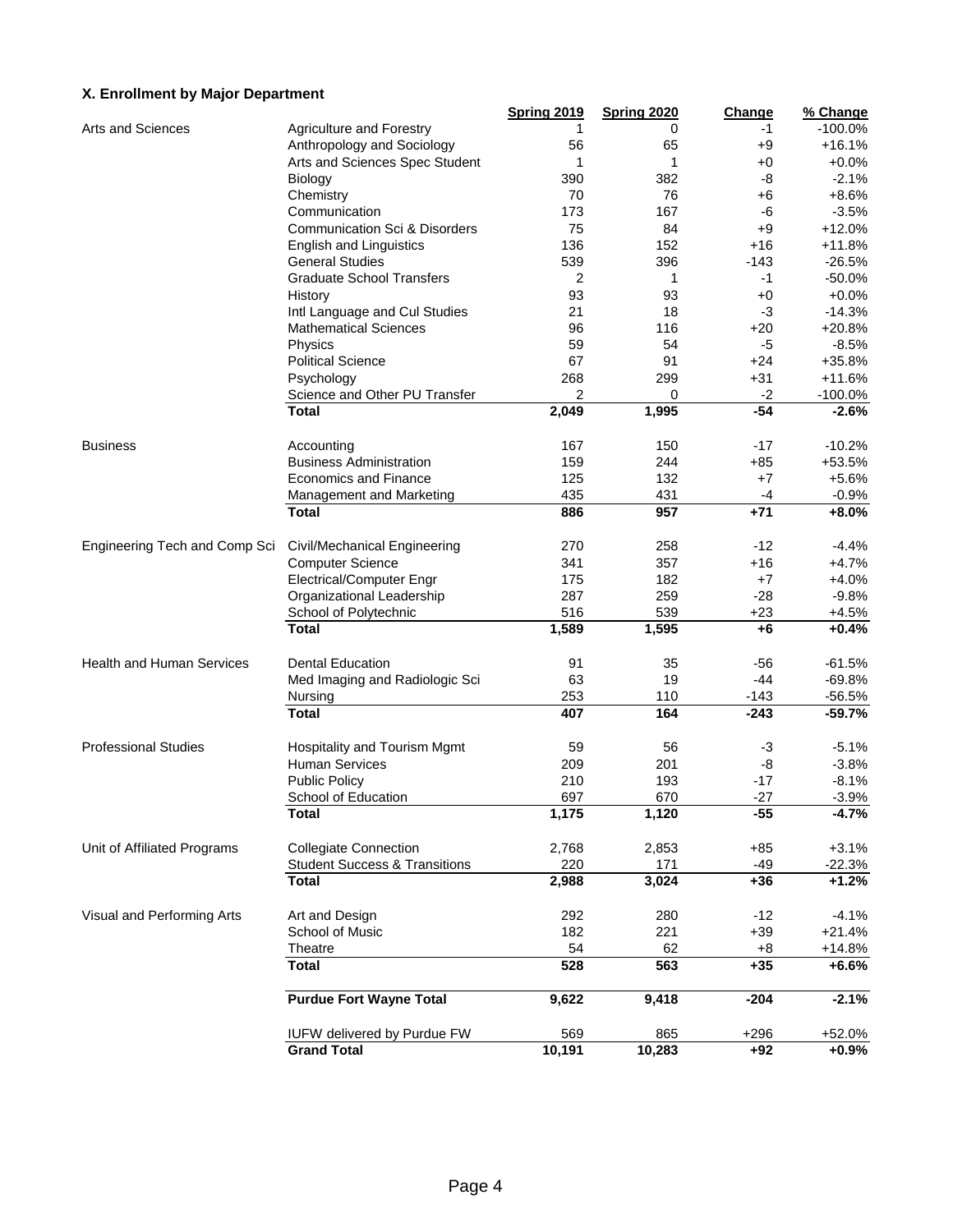### X. Enrollment by Major Department

| | | Spring 2019 | Spring 2020 | Change | % Change |
|---|---|---|---|---|---|
| Arts and Sciences | Agriculture and Forestry | 1 | 0 | -1 | -100.0% |
| | Anthropology and Sociology | 56 | 65 | +9 | +16.1% |
| | Arts and Sciences Spec Student | 1 | 1 | +0 | +0.0% |
| | Biology | 390 | 382 | -8 | -2.1% |
| | Chemistry | 70 | 76 | +6 | +8.6% |
| | Communication | 173 | 167 | -6 | -3.5% |
| | Communication Sci & Disorders | 75 | 84 | +9 | +12.0% |
| | English and Linguistics | 136 | 152 | +16 | +11.8% |
| | General Studies | 539 | 396 | -143 | -26.5% |
| | Graduate School Transfers | 2 | 1 | -1 | -50.0% |
| | History | 93 | 93 | +0 | +0.0% |
| | Intl Language and Cul Studies | 21 | 18 | -3 | -14.3% |
| | Mathematical Sciences | 96 | 116 | +20 | +20.8% |
| | Physics | 59 | 54 | -5 | -8.5% |
| | Political Science | 67 | 91 | +24 | +35.8% |
| | Psychology | 268 | 299 | +31 | +11.6% |
| | Science and Other PU Transfer | 2 | 0 | -2 | -100.0% |
| | **Total** | **2,049** | **1,995** | **-54** | **-2.6%** |
| Business | Accounting | 167 | 150 | -17 | -10.2% |
| | Business Administration | 159 | 244 | +85 | +53.5% |
| | Economics and Finance | 125 | 132 | +7 | +5.6% |
| | Management and Marketing | 435 | 431 | -4 | -0.9% |
| | **Total** | **886** | **957** | **+71** | **+8.0%** |
| Engineering Tech and Comp Sci | Civil/Mechanical Engineering | 270 | 258 | -12 | -4.4% |
| | Computer Science | 341 | 357 | +16 | +4.7% |
| | Electrical/Computer Engr | 175 | 182 | +7 | +4.0% |
| | Organizational Leadership | 287 | 259 | -28 | -9.8% |
| | School of Polytechnic | 516 | 539 | +23 | +4.5% |
| | **Total** | **1,589** | **1,595** | **+6** | **+0.4%** |
| Health and Human Services | Dental Education | 91 | 35 | -56 | -61.5% |
| | Med Imaging and Radiologic Sci | 63 | 19 | -44 | -69.8% |
| | Nursing | 253 | 110 | -143 | -56.5% |
| | **Total** | **407** | **164** | **-243** | **-59.7%** |
| Professional Studies | Hospitality and Tourism Mgmt | 59 | 56 | -3 | -5.1% |
| | Human Services | 209 | 201 | -8 | -3.8% |
| | Public Policy | 210 | 193 | -17 | -8.1% |
| | School of Education | 697 | 670 | -27 | -3.9% |
| | **Total** | **1,175** | **1,120** | **-55** | **-4.7%** |
| Unit of Affiliated Programs | Collegiate Connection | 2,768 | 2,853 | +85 | +3.1% |
| | Student Success & Transitions | 220 | 171 | -49 | -22.3% |
| | **Total** | **2,988** | **3,024** | **+36** | **+1.2%** |
| Visual and Performing Arts | Art and Design | 292 | 280 | -12 | -4.1% |
| | School of Music | 182 | 221 | +39 | +21.4% |
| | Theatre | 54 | 62 | +8 | +14.8% |
| | **Total** | **528** | **563** | **+35** | **+6.6%** |
| | **Purdue Fort Wayne Total** | **9,622** | **9,418** | **-204** | **-2.1%** |
| | IUFW delivered by Purdue FW | 569 | 865 | +296 | +52.0% |
| | **Grand Total** | **10,191** | **10,283** | **+92** | **+0.9%** |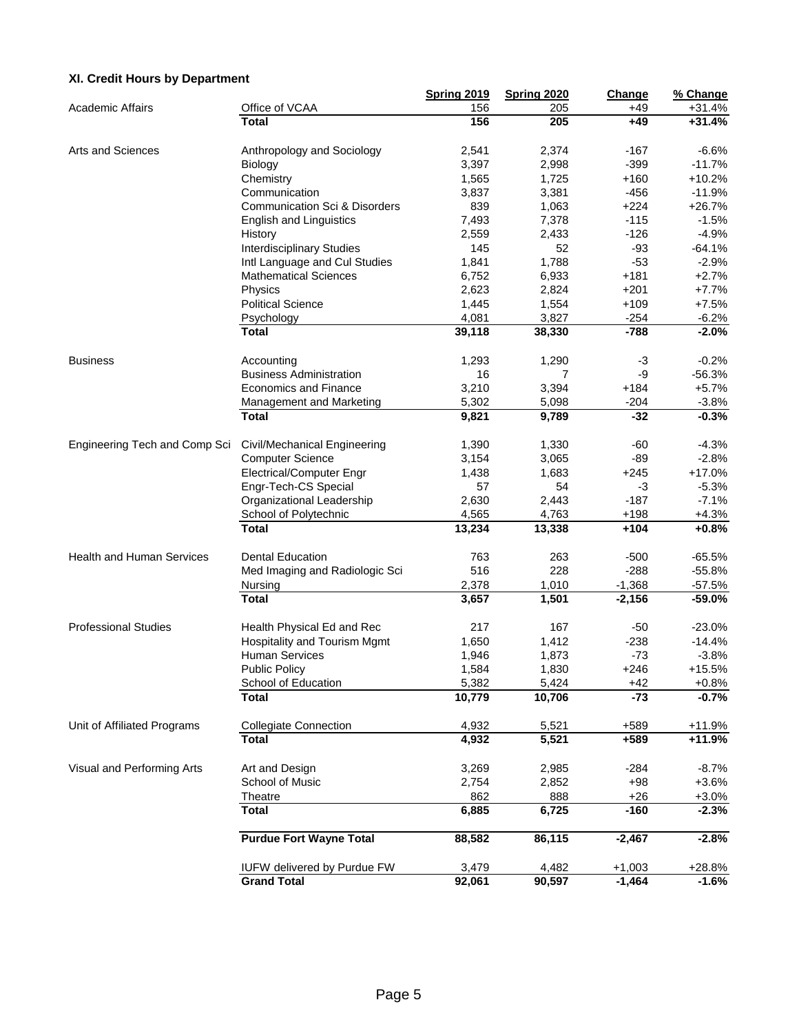## XI. Credit Hours by Department

| | | Spring 2019 | Spring 2020 | Change | % Change |
|---|---|---|---|---|---|
| Academic Affairs | Office of VCAA | 156 | 205 | +49 | +31.4% |
| | **Total** | **156** | **205** | **+49** | **+31.4%** |
| Arts and Sciences | Anthropology and Sociology | 2,541 | 2,374 | -167 | -6.6% |
| | Biology | 3,397 | 2,998 | -399 | -11.7% |
| | Chemistry | 1,565 | 1,725 | +160 | +10.2% |
| | Communication | 3,837 | 3,381 | -456 | -11.9% |
| | Communication Sci & Disorders | 839 | 1,063 | +224 | +26.7% |
| | English and Linguistics | 7,493 | 7,378 | -115 | -1.5% |
| | History | 2,559 | 2,433 | -126 | -4.9% |
| | Interdisciplinary Studies | 145 | 52 | -93 | -64.1% |
| | Intl Language and Cul Studies | 1,841 | 1,788 | -53 | -2.9% |
| | Mathematical Sciences | 6,752 | 6,933 | +181 | +2.7% |
| | Physics | 2,623 | 2,824 | +201 | +7.7% |
| | Political Science | 1,445 | 1,554 | +109 | +7.5% |
| | Psychology | 4,081 | 3,827 | -254 | -6.2% |
| | **Total** | **39,118** | **38,330** | **-788** | **-2.0%** |
| Business | Accounting | 1,293 | 1,290 | -3 | -0.2% |
| | Business Administration | 16 | 7 | -9 | -56.3% |
| | Economics and Finance | 3,210 | 3,394 | +184 | +5.7% |
| | Management and Marketing | 5,302 | 5,098 | -204 | -3.8% |
| | **Total** | **9,821** | **9,789** | **-32** | **-0.3%** |
| Engineering Tech and Comp Sci | Civil/Mechanical Engineering | 1,390 | 1,330 | -60 | -4.3% |
| | Computer Science | 3,154 | 3,065 | -89 | -2.8% |
| | Electrical/Computer Engr | 1,438 | 1,683 | +245 | +17.0% |
| | Engr-Tech-CS Special | 57 | 54 | -3 | -5.3% |
| | Organizational Leadership | 2,630 | 2,443 | -187 | -7.1% |
| | School of Polytechnic | 4,565 | 4,763 | +198 | +4.3% |
| | **Total** | **13,234** | **13,338** | **+104** | **+0.8%** |
| Health and Human Services | Dental Education | 763 | 263 | -500 | -65.5% |
| | Med Imaging and Radiologic Sci | 516 | 228 | -288 | -55.8% |
| | Nursing | 2,378 | 1,010 | -1,368 | -57.5% |
| | **Total** | **3,657** | **1,501** | **-2,156** | **-59.0%** |
| Professional Studies | Health Physical Ed and Rec | 217 | 167 | -50 | -23.0% |
| | Hospitality and Tourism Mgmt | 1,650 | 1,412 | -238 | -14.4% |
| | Human Services | 1,946 | 1,873 | -73 | -3.8% |
| | Public Policy | 1,584 | 1,830 | +246 | +15.5% |
| | School of Education | 5,382 | 5,424 | +42 | +0.8% |
| | **Total** | **10,779** | **10,706** | **-73** | **-0.7%** |
| Unit of Affiliated Programs | Collegiate Connection | 4,932 | 5,521 | +589 | +11.9% |
| | **Total** | **4,932** | **5,521** | **+589** | **+11.9%** |
| Visual and Performing Arts | Art and Design | 3,269 | 2,985 | -284 | -8.7% |
| | School of Music | 2,754 | 2,852 | +98 | +3.6% |
| | Theatre | 862 | 888 | +26 | +3.0% |
| | **Total** | **6,885** | **6,725** | **-160** | **-2.3%** |
| | **Purdue Fort Wayne Total** | **88,582** | **86,115** | **-2,467** | **-2.8%** |
| | IUFW delivered by Purdue FW | 3,479 | 4,482 | +1,003 | +28.8% |
| | **Grand Total** | **92,061** | **90,597** | **-1,464** | **-1.6%** |